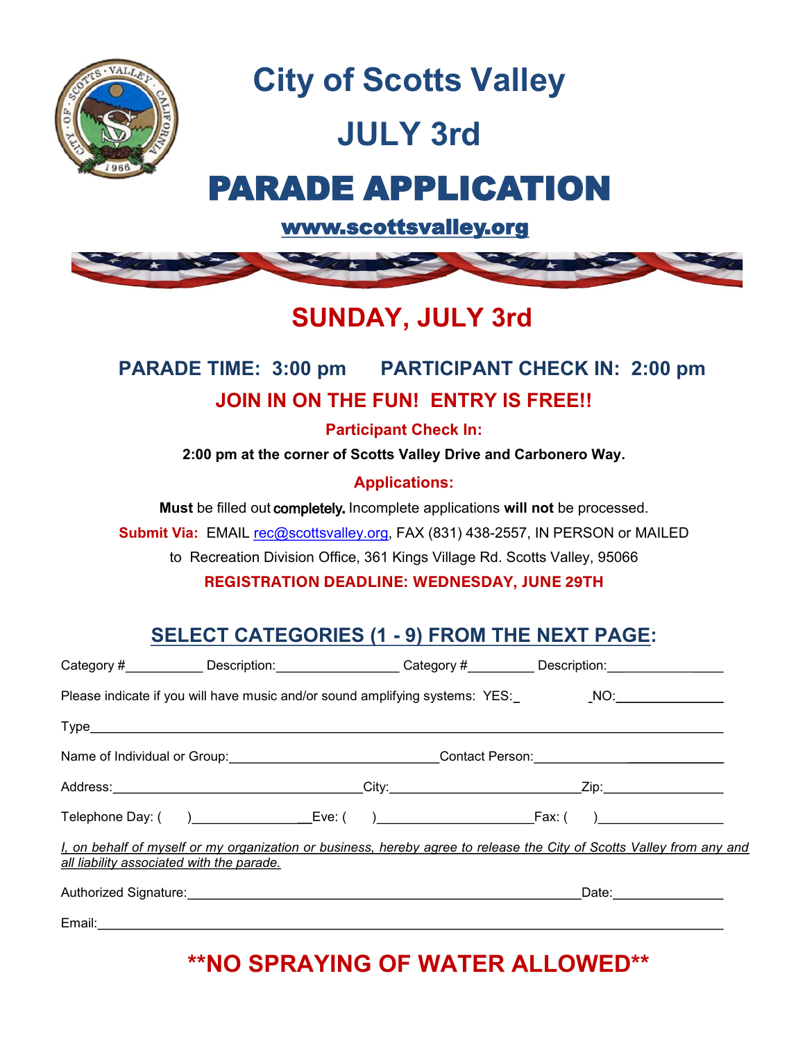# City of Scotts Valley

# JULY 3rd

# PARADE APPLICATION

**www.scottsvalley.org**

## SUNDAY, JULY 3rd

### PARADE TIME: 3:00 pm      PARTICIPANT CHECK IN: 2:00 pm

**JOIN IN ON THE FUN! ENTRY IS FREE!!**

**Participant Check In:**

**2:00 pm at the corner of Scotts Valley Drive and Carbonero Way.**

**Applications:**

**Must** be filled out completely. Incomplete applications **will not** be processed.

**Submit Via:** EMAIL rec@scottsvalley.org, FAX (831) 438-2557, IN PERSON or MAILED to Recreation Division Office, 361 Kings Village Rd. Scotts Valley, 95066

**REGISTRATION DEADLINE: WEDNESDAY, JUNE 29TH**

## SELECT CATEGORIES (1 - 9) FROM THE NEXT PAGE:

Category #__________ Description:________________ Category #_________ Description:________________

Please indicate if you will have music and/or sound amplifying systems: YES:_ NO:______________

Type______________________________________________________________________________

Name of Individual or Group:____________________________Contact Person:__________________________

Address:_________________________________City:________________________Zip:________________

Telephone Day: ( )________________Eve: ( )_____________________Fax: ( )_________________

*I, on behalf of myself or my organization or business, hereby agree to release the City of Scotts Valley from any and all liability associated with the parade.*

Authorized Signature:________________________________________________________Date:_______________

Email:____________________________________________________________________________________

## **NO SPRAYING OF WATER ALLOWED**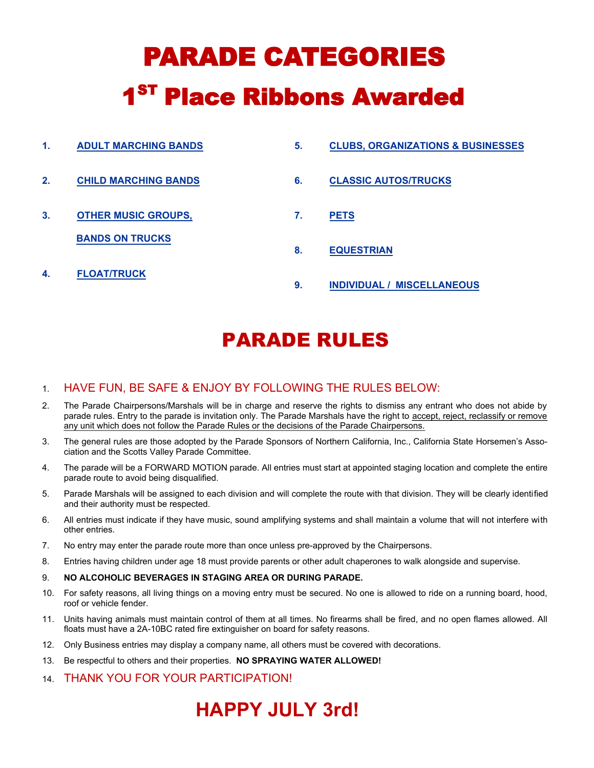# PARADE CATEGORIES

## 1ST Place Ribbons Awarded

1. **ADULT MARCHING BANDS**
2. **CHILD MARCHING BANDS**
3. **OTHER MUSIC GROUPS, BANDS ON TRUCKS**
4. **FLOAT/TRUCK**
5. **CLUBS, ORGANIZATIONS & BUSINESSES**
6. **CLASSIC AUTOS/TRUCKS**
7. **PETS**
8. **EQUESTRIAN**
9. **INDIVIDUAL / MISCELLANEOUS**

# PARADE RULES

1. HAVE FUN, BE SAFE & ENJOY BY FOLLOWING THE RULES BELOW:
2. The Parade Chairpersons/Marshals will be in charge and reserve the rights to dismiss any entrant who does not abide by parade rules. Entry to the parade is invitation only. The Parade Marshals have the right to accept, reject, reclassify or remove any unit which does not follow the Parade Rules or the decisions of the Parade Chairpersons.
3. The general rules are those adopted by the Parade Sponsors of Northern California, Inc., California State Horsemen's Association and the Scotts Valley Parade Committee.
4. The parade will be a FORWARD MOTION parade. All entries must start at appointed staging location and complete the entire parade route to avoid being disqualified.
5. Parade Marshals will be assigned to each division and will complete the route with that division. They will be clearly identified and their authority must be respected.
6. All entries must indicate if they have music, sound amplifying systems and shall maintain a volume that will not interfere with other entries.
7. No entry may enter the parade route more than once unless pre-approved by the Chairpersons.
8. Entries having children under age 18 must provide parents or other adult chaperones to walk alongside and supervise.
9. **NO ALCOHOLIC BEVERAGES IN STAGING AREA OR DURING PARADE.**
10. For safety reasons, all living things on a moving entry must be secured. No one is allowed to ride on a running board, hood, roof or vehicle fender.
11. Units having animals must maintain control of them at all times. No firearms shall be fired, and no open flames allowed. All floats must have a 2A-10BC rated fire extinguisher on board for safety reasons.
12. Only Business entries may display a company name, all others must be covered with decorations.
13. Be respectful to others and their properties. **NO SPRAYING WATER ALLOWED!**
14. THANK YOU FOR YOUR PARTICIPATION!

# HAPPY JULY 3rd!